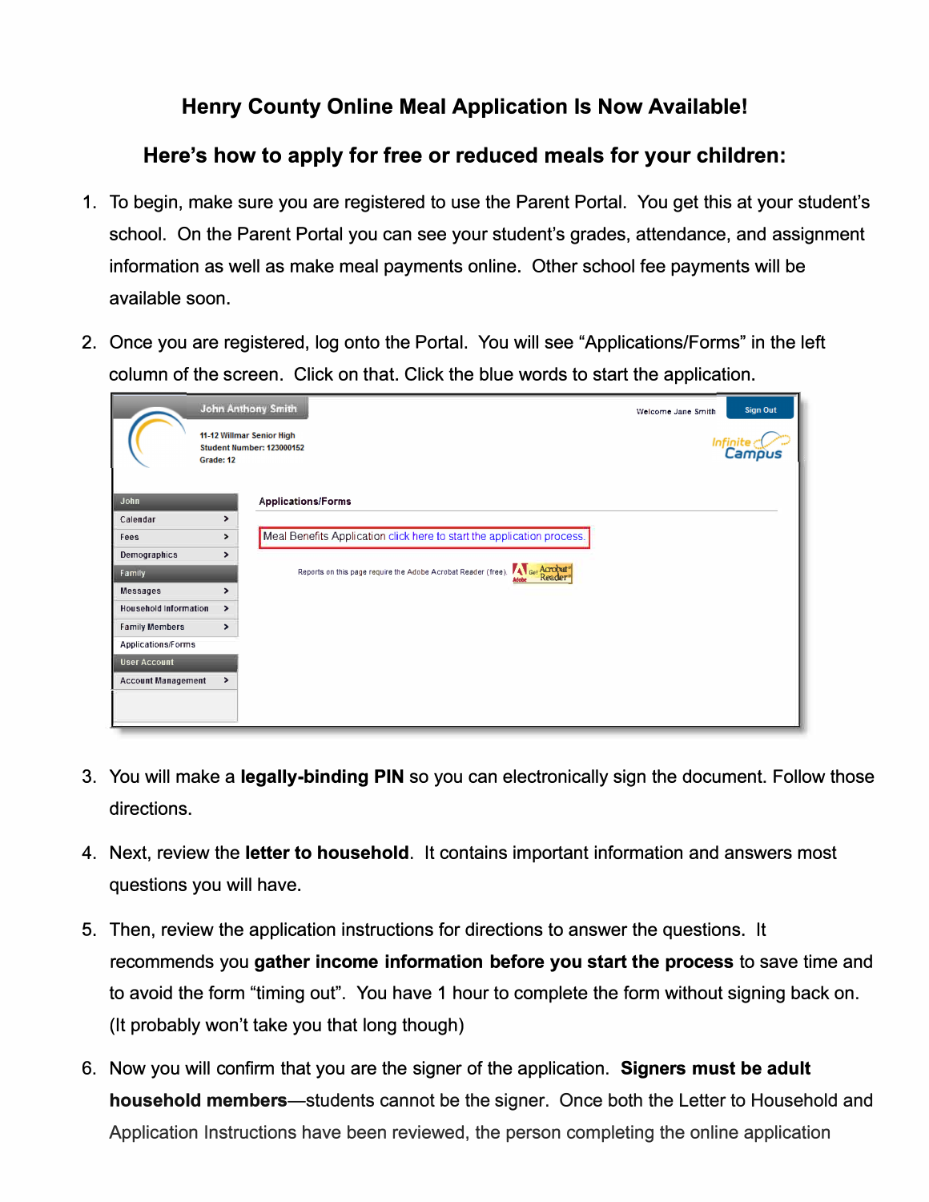# Henry County Online Meal Application Is Now Available!

## Here's how to apply for free or reduced meals for your children:

1. To begin, make sure you are registered to use the Parent Portal. You get this at your student's school. On the Parent Portal you can see your student's grades, attendance, and assignment information as well as make meal payments online. Other school fee payments will be available soon.

2. Once you are registered, log onto the Portal. You will see "Applications/Forms" in the left column of the screen. Click on that. Click the blue words to start the application.

3. You will make a **legally-binding PIN** so you can electronically sign the document. Follow those directions.

4. Next, review the **letter to household**. It contains important information and answers most questions you will have.

5. Then, review the application instructions for directions to answer the questions. It recommends you **gather income information before you start the process** to save time and to avoid the form "timing out". You have 1 hour to complete the form without signing back on. (It probably won't take you that long though)

6. Now you will confirm that you are the signer of the application. **Signers must be adult household members**—students cannot be the signer. Once both the Letter to Household and Application Instructions have been reviewed, the person completing the online application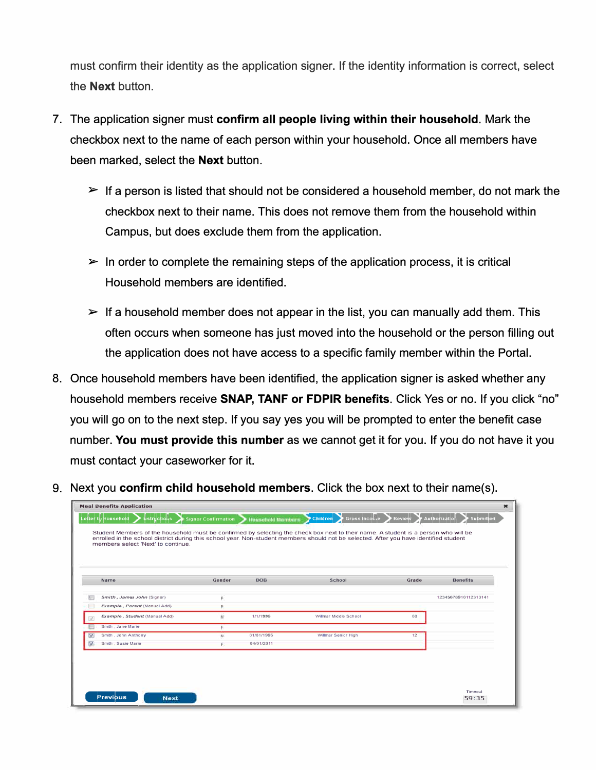must confirm their identity as the application signer. If the identity information is correct, select the **Next** button.

7. The application signer must **confirm all people living within their household**. Mark the checkbox next to the name of each person within your household. Once all members have been marked, select the **Next** button.

   - If a person is listed that should not be considered a household member, do not mark the checkbox next to their name. This does not remove them from the household within Campus, but does exclude them from the application.
   - In order to complete the remaining steps of the application process, it is critical Household members are identified.
   - If a household member does not appear in the list, you can manually add them. This often occurs when someone has just moved into the household or the person filling out the application does not have access to a specific family member within the Portal.

8. Once household members have been identified, the application signer is asked whether any household members receive **SNAP, TANF or FDPIR benefits**. Click Yes or no. If you click "no" you will go on to the next step. If you say yes you will be prompted to enter the benefit case number. **You must provide this number** as we cannot get it for you. If you do not have it you must contact your caseworker for it.

9. Next you **confirm child household members**. Click the box next to their name(s).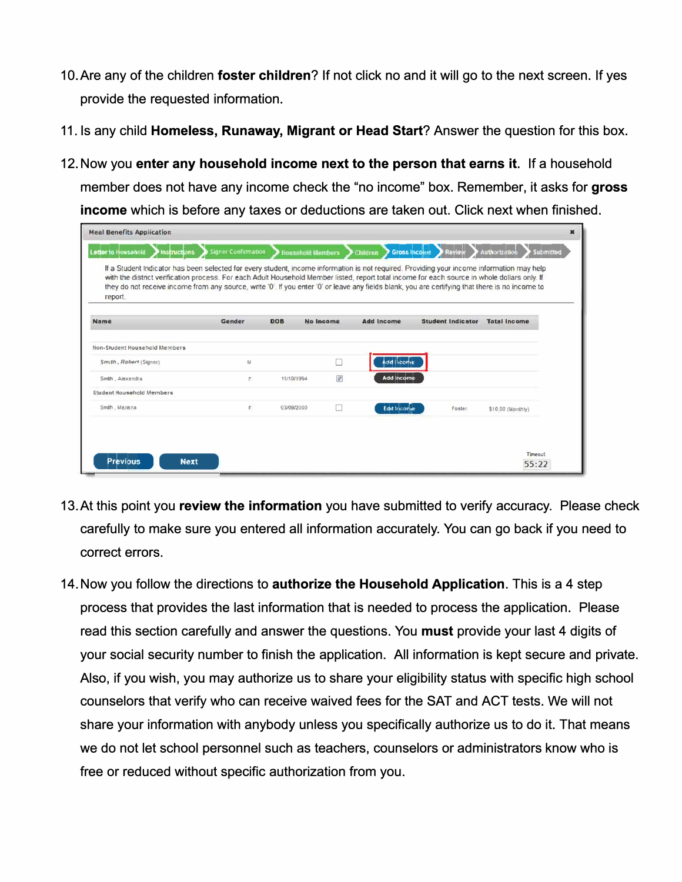10. Are any of the children **foster children**? If not click no and it will go to the next screen. If yes provide the requested information.

11. Is any child **Homeless, Runaway, Migrant or Head Start**? Answer the question for this box.

12. Now you **enter any household income next to the person that earns it**. If a household member does not have any income check the "no income" box. Remember, it asks for **gross income** which is before any taxes or deductions are taken out. Click next when finished.

Meal Benefits Application

Letter to Household > Instructions > Signer Confirmation > Household Members > Children > Gross Income > Review > Authorization > Submitted

If a Student Indicator has been selected for every student, income information is not required. Providing your income information may help with the district verification process. For each Adult Household Member listed, report total income for each source in whole dollars only. If they do not receive income from any source, write '0'. If you enter '0' or leave any fields blank, you are certifying that there is no income to report.

| Name | Gender | DOB | No Income | Add Income | Student Indicator | Total Income |
|---|---|---|---|---|---|---|
| Non-Student Household Members | | | | | | |
| Smith, Robert (Signer) | M | | ☐ | Add Income | | |
| Smith, Alexandra | F | 11/10/1994 | ☑ | Add Income | | |
| Student Household Members | | | | | | |
| Smith, Mariana | F | 03/09/2000 | ☐ | Edit Income | Foster | $10.00 (Monthly) |

Previous | Next

Timeout 55:22

13. At this point you **review the information** you have submitted to verify accuracy. Please check carefully to make sure you entered all information accurately. You can go back if you need to correct errors.

14. Now you follow the directions to **authorize the Household Application**. This is a 4 step process that provides the last information that is needed to process the application. Please read this section carefully and answer the questions. You **must** provide your last 4 digits of your social security number to finish the application. All information is kept secure and private. Also, if you wish, you may authorize us to share your eligibility status with specific high school counselors that verify who can receive waived fees for the SAT and ACT tests. We will not share your information with anybody unless you specifically authorize us to do it. That means we do not let school personnel such as teachers, counselors or administrators know who is free or reduced without specific authorization from you.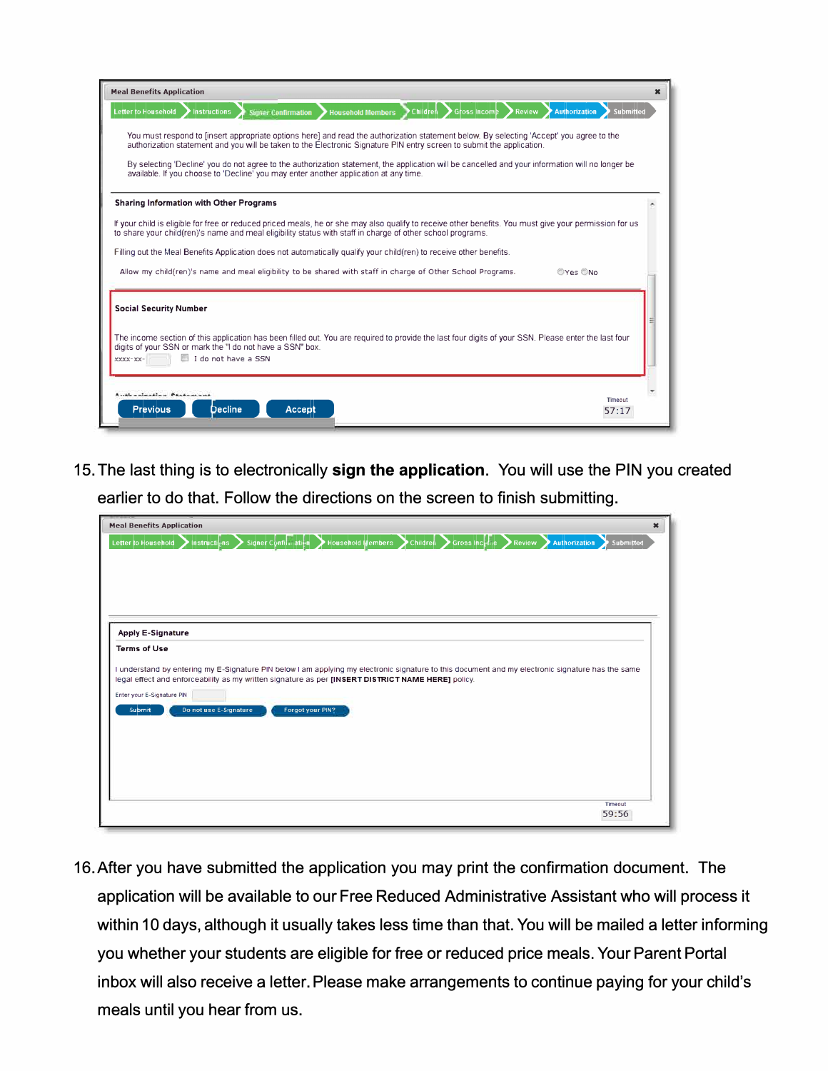Meal Benefits Application

Letter to Household > Instructions > Signer Confirmation > Household Members > Children > Gross Income > Review > Authorization > Submitted

You must respond to [insert appropriate options here] and read the authorization statement below. By selecting 'Accept' you agree to the authorization statement and you will be taken to the Electronic Signature PIN entry screen to submit the application.

By selecting 'Decline' you do not agree to the authorization statement, the application will be cancelled and your information will no longer be available. If you choose to 'Decline' you may enter another application at any time.

**Sharing Information with Other Programs**

If your child is eligible for free or reduced priced meals, he or she may also qualify to receive other benefits. You must give your permission for us to share your child(ren)'s name and meal eligibility status with staff in charge of other school programs.

Filling out the Meal Benefits Application does not automatically qualify your child(ren) to receive other benefits.

Allow my child(ren)'s name and meal eligibility to be shared with staff in charge of Other School Programs. ○Yes ○No

**Social Security Number**

The income section of this application has been filled out. You are required to provide the last four digits of your SSN. Please enter the last four digits of your SSN or mark the "I do not have a SSN" box.

xxxx-xx- ☐ I do not have a SSN

Authorization Statement

Previous | Decline | Accept

Timeout 57:17

15. The last thing is to electronically **sign the application**. You will use the PIN you created earlier to do that. Follow the directions on the screen to finish submitting.

Meal Benefits Application

Letter to Household > Instructions > Signer Confirmation > Household Members > Children > Gross Income > Review > Authorization > Submitted

**Apply E-Signature**

**Terms of Use**

I understand by entering my E-Signature PIN below I am applying my electronic signature to this document and my electronic signature has the same legal effect and enforceability as my written signature as per **[INSERT DISTRICT NAME HERE]** policy.

Enter your E-Signature PIN

Submit | Do not use E-Signature | Forgot your PIN?

Timeout 59:56

16. After you have submitted the application you may print the confirmation document. The application will be available to our Free Reduced Administrative Assistant who will process it within 10 days, although it usually takes less time than that. You will be mailed a letter informing you whether your students are eligible for free or reduced price meals. Your Parent Portal inbox will also receive a letter. Please make arrangements to continue paying for your child's meals until you hear from us.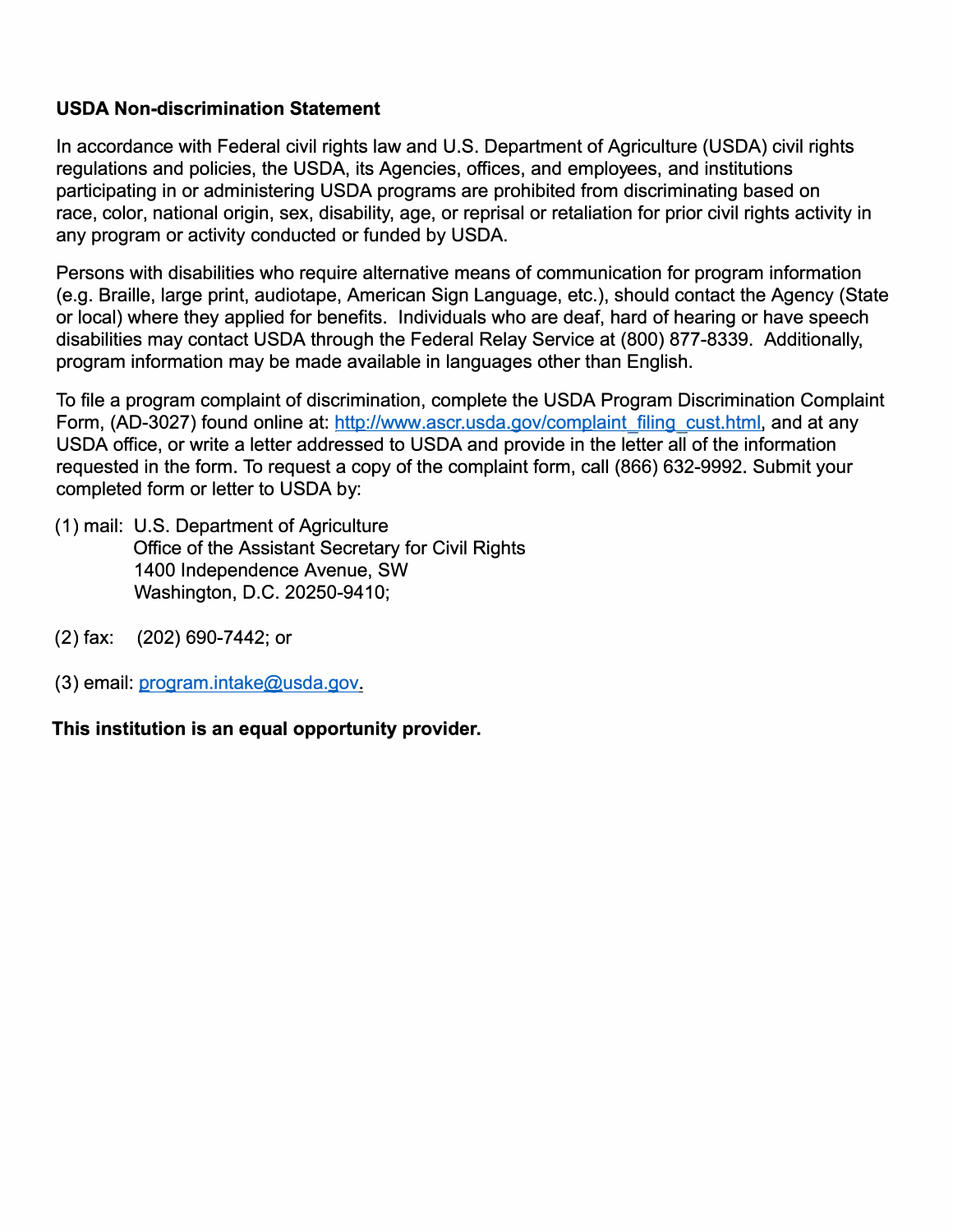**USDA Non-discrimination Statement**

In accordance with Federal civil rights law and U.S. Department of Agriculture (USDA) civil rights regulations and policies, the USDA, its Agencies, offices, and employees, and institutions participating in or administering USDA programs are prohibited from discriminating based on race, color, national origin, sex, disability, age, or reprisal or retaliation for prior civil rights activity in any program or activity conducted or funded by USDA.

Persons with disabilities who require alternative means of communication for program information (e.g. Braille, large print, audiotape, American Sign Language, etc.), should contact the Agency (State or local) where they applied for benefits. Individuals who are deaf, hard of hearing or have speech disabilities may contact USDA through the Federal Relay Service at (800) 877-8339. Additionally, program information may be made available in languages other than English.

To file a program complaint of discrimination, complete the USDA Program Discrimination Complaint Form, (AD-3027) found online at: http://www.ascr.usda.gov/complaint_filing_cust.html, and at any USDA office, or write a letter addressed to USDA and provide in the letter all of the information requested in the form. To request a copy of the complaint form, call (866) 632-9992. Submit your completed form or letter to USDA by:

(1) mail: U.S. Department of Agriculture
Office of the Assistant Secretary for Civil Rights
1400 Independence Avenue, SW
Washington, D.C. 20250-9410;

(2) fax: (202) 690-7442; or

(3) email: program.intake@usda.gov.

**This institution is an equal opportunity provider.**